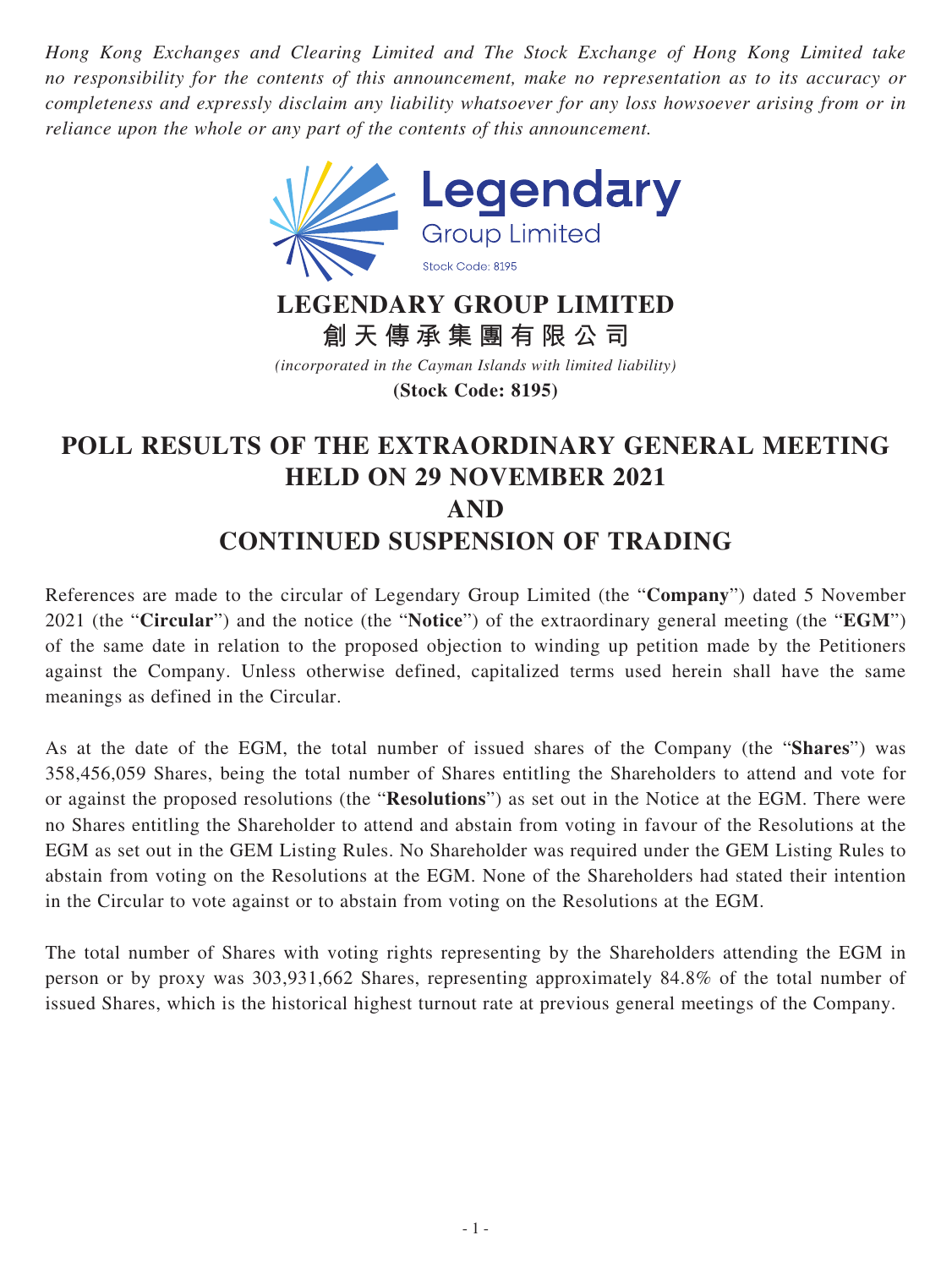*Hong Kong Exchanges and Clearing Limited and The Stock Exchange of Hong Kong Limited take no responsibility for the contents of this announcement, make no representation as to its accuracy or completeness and expressly disclaim any liability whatsoever for any loss howsoever arising from or in reliance upon the whole or any part of the contents of this announcement.*

Legendary Group Limited

Stock Code: 8195

**LEGENDARY GROUP LIMITED**
**創天傳承集團有限公司**

*(incorporated in the Cayman Islands with limited liability)*

**(Stock Code: 8195)**

# POLL RESULTS OF THE EXTRAORDINARY GENERAL MEETING HELD ON 29 NOVEMBER 2021 AND CONTINUED SUSPENSION OF TRADING

References are made to the circular of Legendary Group Limited (the "**Company**") dated 5 November 2021 (the "**Circular**") and the notice (the "**Notice**") of the extraordinary general meeting (the "**EGM**") of the same date in relation to the proposed objection to winding up petition made by the Petitioners against the Company. Unless otherwise defined, capitalized terms used herein shall have the same meanings as defined in the Circular.

As at the date of the EGM, the total number of issued shares of the Company (the "**Shares**") was 358,456,059 Shares, being the total number of Shares entitling the Shareholders to attend and vote for or against the proposed resolutions (the "**Resolutions**") as set out in the Notice at the EGM. There were no Shares entitling the Shareholder to attend and abstain from voting in favour of the Resolutions at the EGM as set out in the GEM Listing Rules. No Shareholder was required under the GEM Listing Rules to abstain from voting on the Resolutions at the EGM. None of the Shareholders had stated their intention in the Circular to vote against or to abstain from voting on the Resolutions at the EGM.

The total number of Shares with voting rights representing by the Shareholders attending the EGM in person or by proxy was 303,931,662 Shares, representing approximately 84.8% of the total number of issued Shares, which is the historical highest turnout rate at previous general meetings of the Company.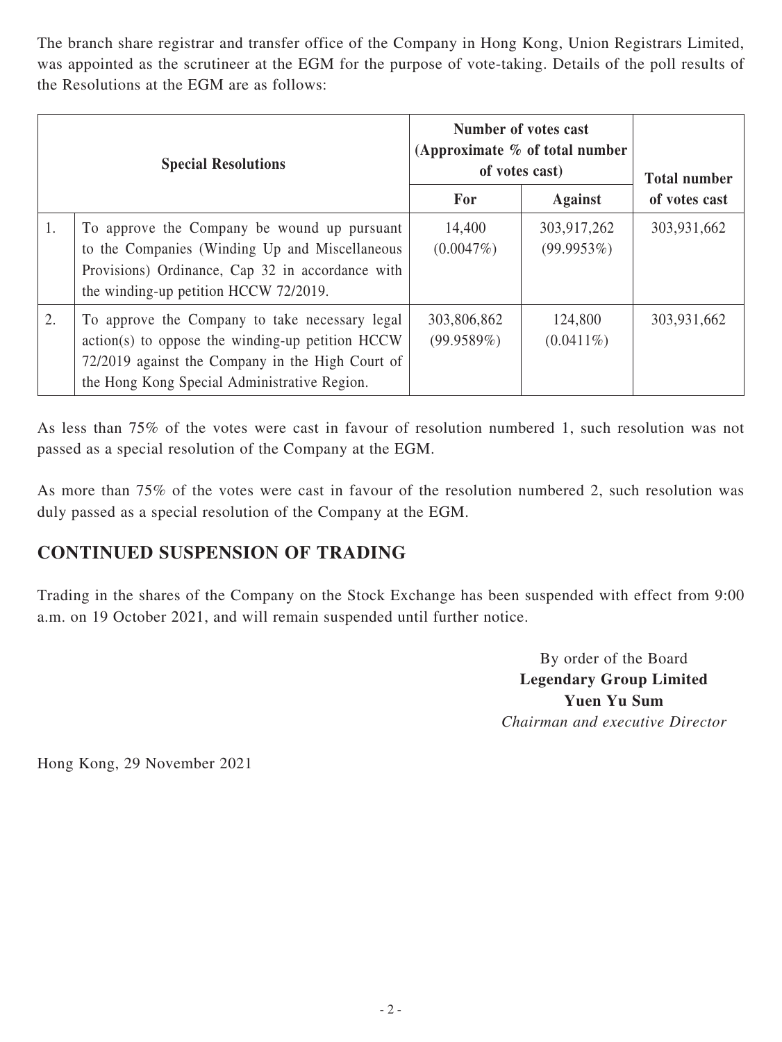The branch share registrar and transfer office of the Company in Hong Kong, Union Registrars Limited, was appointed as the scrutineer at the EGM for the purpose of vote-taking. Details of the poll results of the Resolutions at the EGM are as follows:

| | **Special Resolutions** | **Number of votes cast (Approximate % of total number of votes cast)** | | **Total number of votes cast** |
|---|---|---|---|---|
| | | **For** | **Against** | |
| 1. | To approve the Company be wound up pursuant to the Companies (Winding Up and Miscellaneous Provisions) Ordinance, Cap 32 in accordance with the winding-up petition HCCW 72/2019. | 14,400 (0.0047%) | 303,917,262 (99.9953%) | 303,931,662 |
| 2. | To approve the Company to take necessary legal action(s) to oppose the winding-up petition HCCW 72/2019 against the Company in the High Court of the Hong Kong Special Administrative Region. | 303,806,862 (99.9589%) | 124,800 (0.0411%) | 303,931,662 |

As less than 75% of the votes were cast in favour of resolution numbered 1, such resolution was not passed as a special resolution of the Company at the EGM.

As more than 75% of the votes were cast in favour of the resolution numbered 2, such resolution was duly passed as a special resolution of the Company at the EGM.

## CONTINUED SUSPENSION OF TRADING

Trading in the shares of the Company on the Stock Exchange has been suspended with effect from 9:00 a.m. on 19 October 2021, and will remain suspended until further notice.

By order of the Board
**Legendary Group Limited**
**Yuen Yu Sum**
*Chairman and executive Director*

Hong Kong, 29 November 2021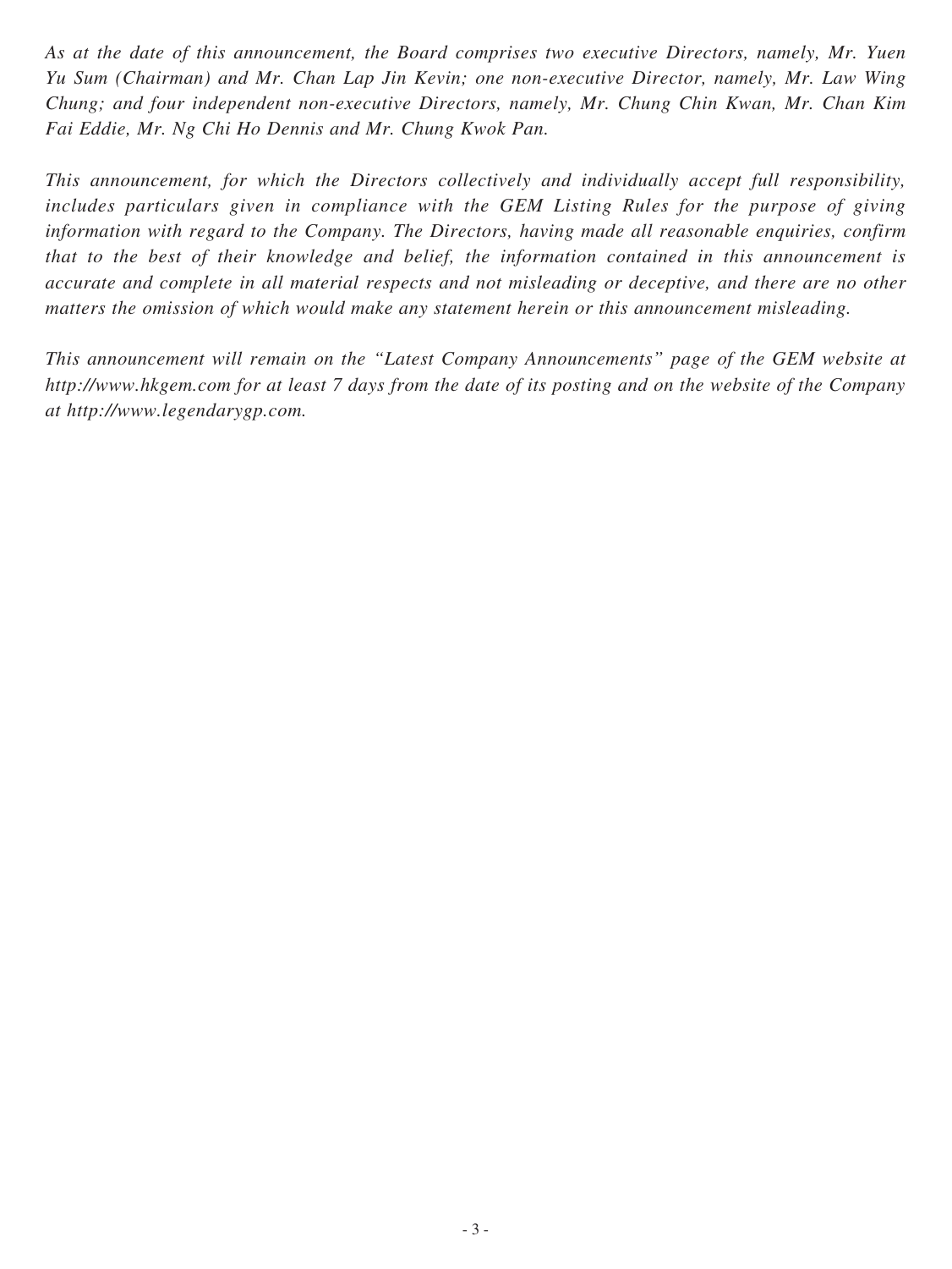*As at the date of this announcement, the Board comprises two executive Directors, namely, Mr. Yuen Yu Sum (Chairman) and Mr. Chan Lap Jin Kevin; one non-executive Director, namely, Mr. Law Wing Chung; and four independent non-executive Directors, namely, Mr. Chung Chin Kwan, Mr. Chan Kim Fai Eddie, Mr. Ng Chi Ho Dennis and Mr. Chung Kwok Pan.*

*This announcement, for which the Directors collectively and individually accept full responsibility, includes particulars given in compliance with the GEM Listing Rules for the purpose of giving information with regard to the Company. The Directors, having made all reasonable enquiries, confirm that to the best of their knowledge and belief, the information contained in this announcement is accurate and complete in all material respects and not misleading or deceptive, and there are no other matters the omission of which would make any statement herein or this announcement misleading.*

*This announcement will remain on the "Latest Company Announcements" page of the GEM website at http://www.hkgem.com for at least 7 days from the date of its posting and on the website of the Company at http://www.legendarygp.com.*